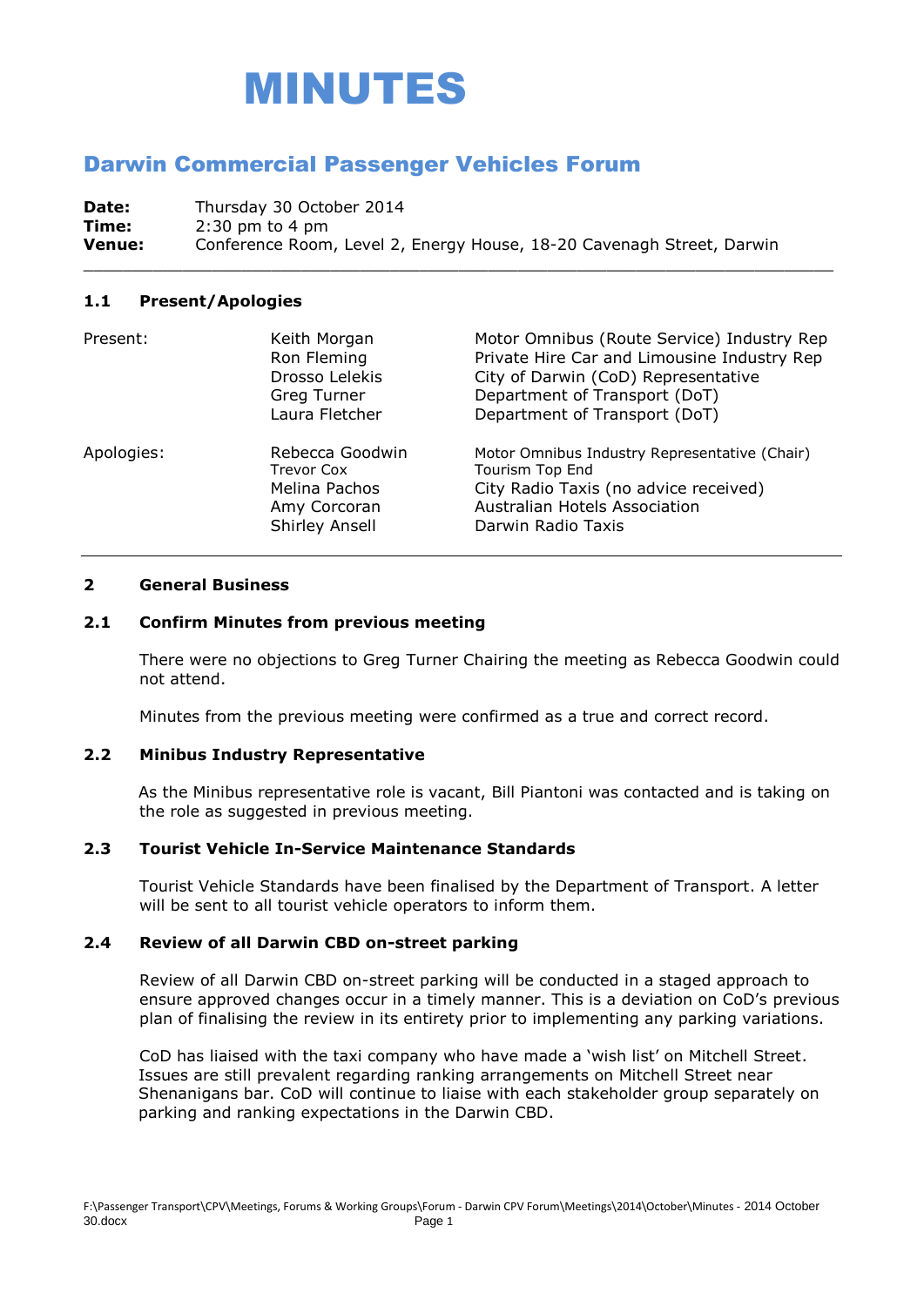# MINUTES

## Darwin Commercial Passenger Vehicles Forum

**Date:** Thursday 30 October 2014
**Time:** 2:30 pm to 4 pm
**Venue:** Conference Room, Level 2, Energy House, 18-20 Cavenagh Street, Darwin

---

### 1.1 Present/Apologies

| | | |
|---|---|---|
| Present: | Keith Morgan | Motor Omnibus (Route Service) Industry Rep |
| | Ron Fleming | Private Hire Car and Limousine Industry Rep |
| | Drosso Lelekis | City of Darwin (CoD) Representative |
| | Greg Turner | Department of Transport (DoT) |
| | Laura Fletcher | Department of Transport (DoT) |
| Apologies: | Rebecca Goodwin | Motor Omnibus Industry Representative (Chair) |
| | Trevor Cox | Tourism Top End |
| | Melina Pachos | City Radio Taxis (no advice received) |
| | Amy Corcoran | Australian Hotels Association |
| | Shirley Ansell | Darwin Radio Taxis |

---

### 2 General Business

### 2.1 Confirm Minutes from previous meeting

There were no objections to Greg Turner Chairing the meeting as Rebecca Goodwin could not attend.

Minutes from the previous meeting were confirmed as a true and correct record.

### 2.2 Minibus Industry Representative

As the Minibus representative role is vacant, Bill Piantoni was contacted and is taking on the role as suggested in previous meeting.

### 2.3 Tourist Vehicle In-Service Maintenance Standards

Tourist Vehicle Standards have been finalised by the Department of Transport. A letter will be sent to all tourist vehicle operators to inform them.

### 2.4 Review of all Darwin CBD on-street parking

Review of all Darwin CBD on-street parking will be conducted in a staged approach to ensure approved changes occur in a timely manner. This is a deviation on CoD's previous plan of finalising the review in its entirety prior to implementing any parking variations.

CoD has liaised with the taxi company who have made a 'wish list' on Mitchell Street. Issues are still prevalent regarding ranking arrangements on Mitchell Street near Shenanigans bar. CoD will continue to liaise with each stakeholder group separately on parking and ranking expectations in the Darwin CBD.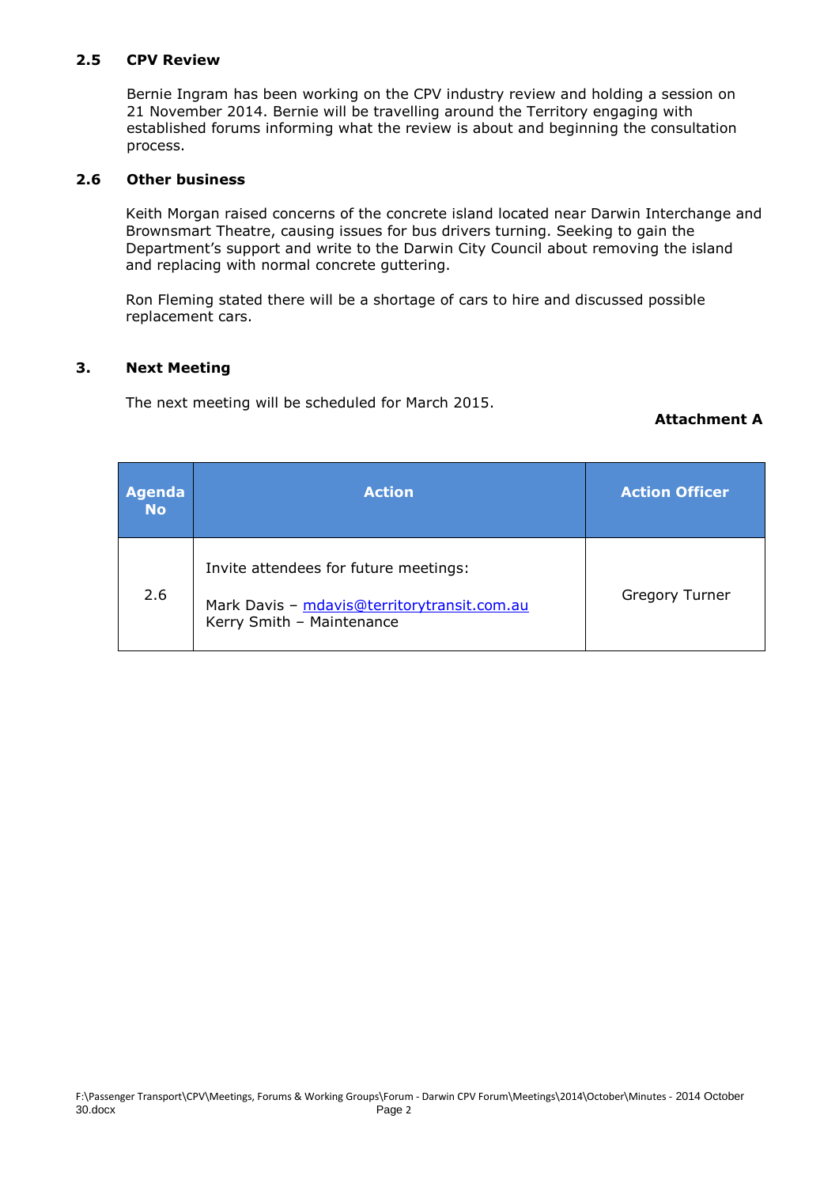### 2.5 CPV Review

Bernie Ingram has been working on the CPV industry review and holding a session on 21 November 2014. Bernie will be travelling around the Territory engaging with established forums informing what the review is about and beginning the consultation process.

### 2.6 Other business

Keith Morgan raised concerns of the concrete island located near Darwin Interchange and Brownsmart Theatre, causing issues for bus drivers turning. Seeking to gain the Department's support and write to the Darwin City Council about removing the island and replacing with normal concrete guttering.

Ron Fleming stated there will be a shortage of cars to hire and discussed possible replacement cars.

## 3. Next Meeting

The next meeting will be scheduled for March 2015.

**Attachment A**

| Agenda No | Action | Action Officer |
|---|---|---|
| 2.6 | Invite attendees for future meetings:<br><br>Mark Davis – mdavis@territorytransit.com.au<br>Kerry Smith – Maintenance | Gregory Turner |

F:\Passenger Transport\CPV\Meetings, Forums & Working Groups\Forum - Darwin CPV Forum\Meetings\2014\October\Minutes - 2014 October 30.docx